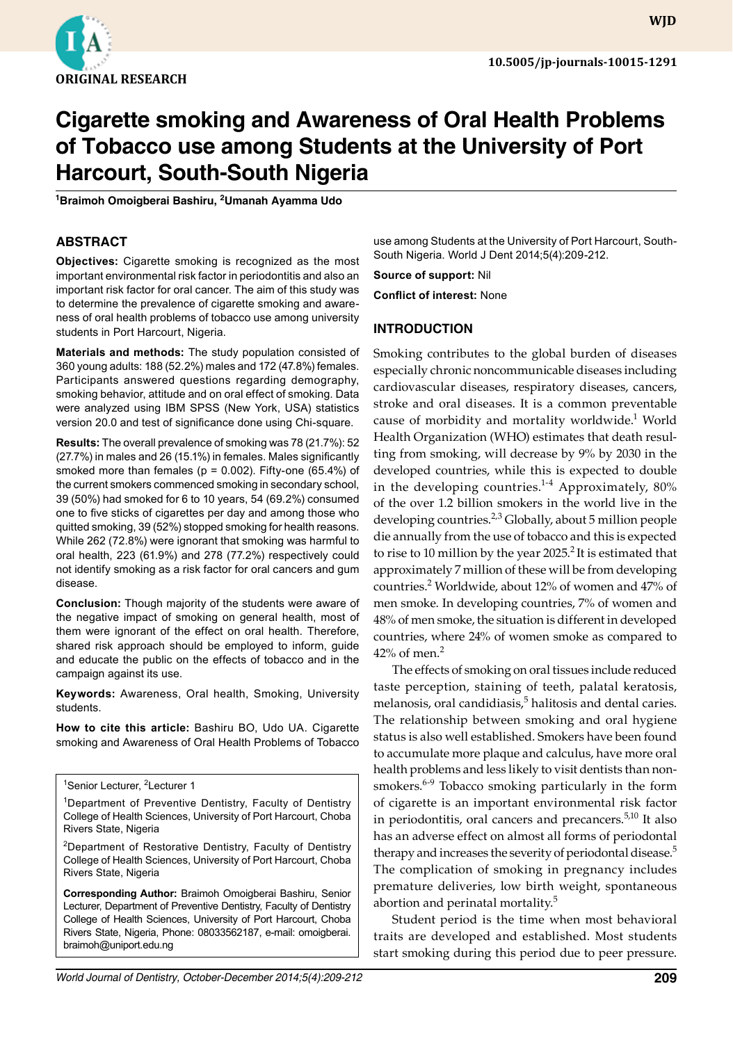ORIGINAL RESEARCH

# Cigarette smoking and Awareness of Oral Health Problems of Tobacco use among Students at the University of Port Harcourt, South-South Nigeria

[1]Braimoh Omoigberai Bashiru, [2]Umanah Ayamma Udo

## ABSTRACT

**Objectives:** Cigarette smoking is recognized as the most important environmental risk factor in periodontitis and also an important risk factor for oral cancer. The aim of this study was to determine the prevalence of cigarette smoking and awareness of oral health problems of tobacco use among university students in Port Harcourt, Nigeria.

**Materials and methods:** The study population consisted of 360 young adults: 188 (52.2%) males and 172 (47.8%) females. Participants answered questions regarding demography, smoking behavior, attitude and on oral effect of smoking. Data were analyzed using IBM SPSS (New York, USA) statistics version 20.0 and test of significance done using Chi-square.

**Results:** The overall prevalence of smoking was 78 (21.7%): 52 (27.7%) in males and 26 (15.1%) in females. Males significantly smoked more than females ($p = 0.002$). Fifty-one (65.4%) of the current smokers commenced smoking in secondary school, 39 (50%) had smoked for 6 to 10 years, 54 (69.2%) consumed one to five sticks of cigarettes per day and among those who quitted smoking, 39 (52%) stopped smoking for health reasons. While 262 (72.8%) were ignorant that smoking was harmful to oral health, 223 (61.9%) and 278 (77.2%) respectively could not identify smoking as a risk factor for oral cancers and gum disease.

**Conclusion:** Though majority of the students were aware of the negative impact of smoking on general health, most of them were ignorant of the effect on oral health. Therefore, shared risk approach should be employed to inform, guide and educate the public on the effects of tobacco and in the campaign against its use.

**Keywords:** Awareness, Oral health, Smoking, University students.

**How to cite this article:** Bashiru BO, Udo UA. Cigarette smoking and Awareness of Oral Health Problems of Tobacco use among Students at the University of Port Harcourt, South-South Nigeria. World J Dent 2014;5(4):209-212.

**Source of support:** Nil

**Conflict of interest:** None

[1]Senior Lecturer, [2]Lecturer 1

[1]Department of Preventive Dentistry, Faculty of Dentistry College of Health Sciences, University of Port Harcourt, Choba Rivers State, Nigeria

[2]Department of Restorative Dentistry, Faculty of Dentistry College of Health Sciences, University of Port Harcourt, Choba Rivers State, Nigeria

**Corresponding Author:** Braimoh Omoigberai Bashiru, Senior Lecturer, Department of Preventive Dentistry, Faculty of Dentistry College of Health Sciences, University of Port Harcourt, Choba Rivers State, Nigeria, Phone: 08033562187, e-mail: omoigberai.braimoh@uniport.edu.ng

## INTRODUCTION

Smoking contributes to the global burden of diseases especially chronic noncommunicable diseases including cardiovascular diseases, respiratory diseases, cancers, stroke and oral diseases. It is a common preventable cause of morbidity and mortality worldwide.[1] World Health Organization (WHO) estimates that death resulting from smoking, will decrease by 9% by 2030 in the developed countries, while this is expected to double in the developing countries.[1-4] Approximately, 80% of the over 1.2 billion smokers in the world live in the developing countries.[2,3] Globally, about 5 million people die annually from the use of tobacco and this is expected to rise to 10 million by the year 2025.[2] It is estimated that approximately 7 million of these will be from developing countries.[2] Worldwide, about 12% of women and 47% of men smoke. In developing countries, 7% of women and 48% of men smoke, the situation is different in developed countries, where 24% of women smoke as compared to 42% of men.[2]

The effects of smoking on oral tissues include reduced taste perception, staining of teeth, palatal keratosis, melanosis, oral candidiasis,[5] halitosis and dental caries. The relationship between smoking and oral hygiene status is also well established. Smokers have been found to accumulate more plaque and calculus, have more oral health problems and less likely to visit dentists than nonsmokers.[6-9] Tobacco smoking particularly in the form of cigarette is an important environmental risk factor in periodontitis, oral cancers and precancers.[5,10] It also has an adverse effect on almost all forms of periodontal therapy and increases the severity of periodontal disease.[5] The complication of smoking in pregnancy includes premature deliveries, low birth weight, spontaneous abortion and perinatal mortality.[5]

Student period is the time when most behavioral traits are developed and established. Most students start smoking during this period due to peer pressure.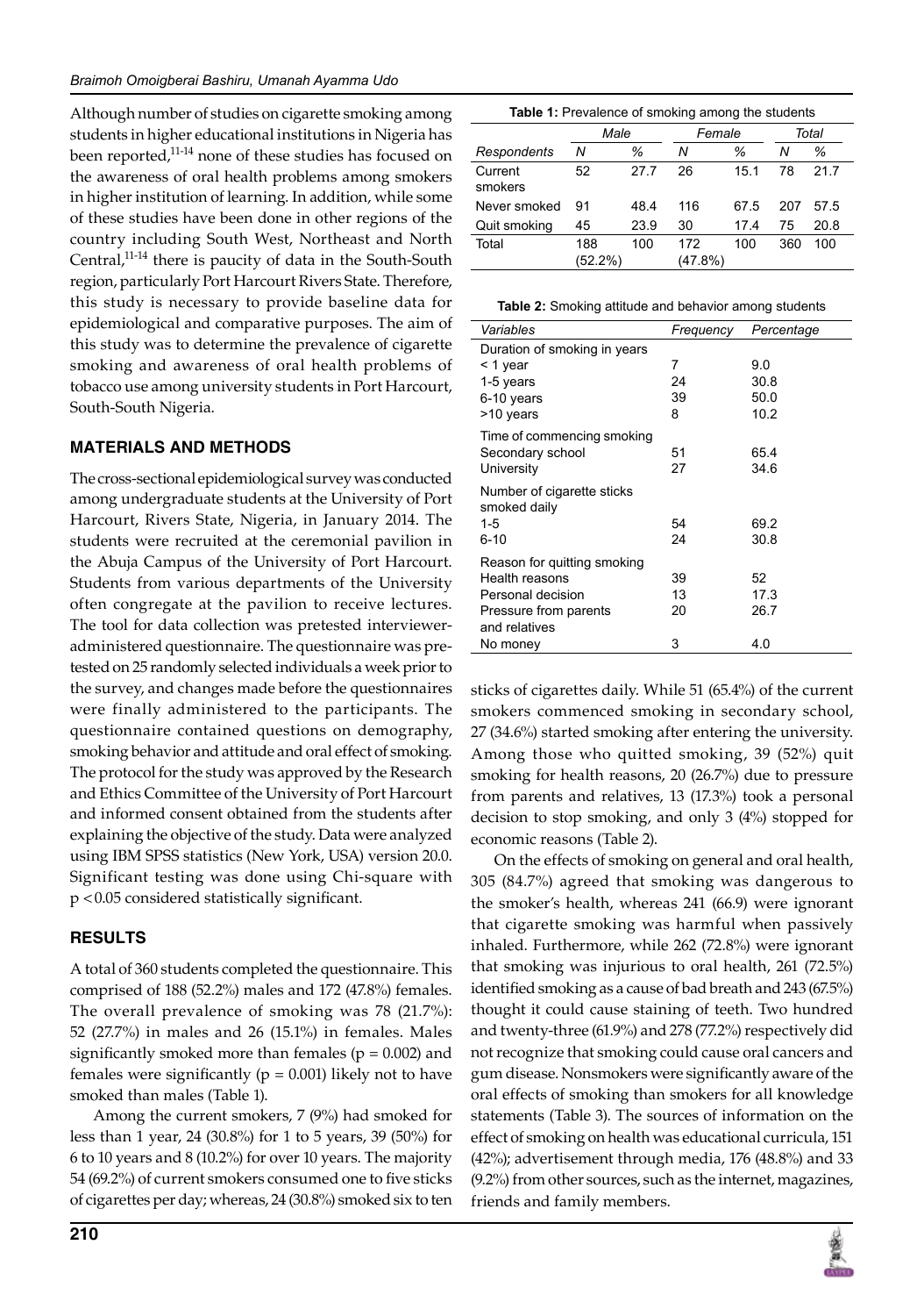Although number of studies on cigarette smoking among students in higher educational institutions in Nigeria has been reported,[11-14] none of these studies has focused on the awareness of oral health problems among smokers in higher institution of learning. In addition, while some of these studies have been done in other regions of the country including South West, Northeast and North Central,[11-14] there is paucity of data in the South-South region, particularly Port Harcourt Rivers State. Therefore, this study is necessary to provide baseline data for epidemiological and comparative purposes. The aim of this study was to determine the prevalence of cigarette smoking and awareness of oral health problems of tobacco use among university students in Port Harcourt, South-South Nigeria.

## MATERIALS AND METHODS

The cross-sectional epidemiological survey was conducted among undergraduate students at the University of Port Harcourt, Rivers State, Nigeria, in January 2014. The students were recruited at the ceremonial pavilion in the Abuja Campus of the University of Port Harcourt. Students from various departments of the University often congregate at the pavilion to receive lectures. The tool for data collection was pretested interviewer-administered questionnaire. The questionnaire was pretested on 25 randomly selected individuals a week prior to the survey, and changes made before the questionnaires were finally administered to the participants. The questionnaire contained questions on demography, smoking behavior and attitude and oral effect of smoking. The protocol for the study was approved by the Research and Ethics Committee of the University of Port Harcourt and informed consent obtained from the students after explaining the objective of the study. Data were analyzed using IBM SPSS statistics (New York, USA) version 20.0. Significant testing was done using Chi-square with $p < 0.05$ considered statistically significant.

## RESULTS

A total of 360 students completed the questionnaire. This comprised of 188 (52.2%) males and 172 (47.8%) females. The overall prevalence of smoking was 78 (21.7%): 52 (27.7%) in males and 26 (15.1%) in females. Males significantly smoked more than females ($p = 0.002$) and females were significantly ($p = 0.001$) likely not to have smoked than males (Table 1).

**Table 1:** Prevalence of smoking among the students

| | Male | | Female | | Total | |
|---|---|---|---|---|---|---|
| *Respondents* | *N* | *%* | *N* | *%* | *N* | *%* |
| Current smokers | 52 | 27.7 | 26 | 15.1 | 78 | 21.7 |
| Never smoked | 91 | 48.4 | 116 | 67.5 | 207 | 57.5 |
| Quit smoking | 45 | 23.9 | 30 | 17.4 | 75 | 20.8 |
| Total | 188 (52.2%) | 100 | 172 (47.8%) | 100 | 360 | 100 |

**Table 2:** Smoking attitude and behavior among students

| *Variables* | *Frequency* | *Percentage* |
|---|---|---|
| Duration of smoking in years | | |
| < 1 year | 7 | 9.0 |
| 1-5 years | 24 | 30.8 |
| 6-10 years | 39 | 50.0 |
| >10 years | 8 | 10.2 |
| Time of commencing smoking | | |
| Secondary school | 51 | 65.4 |
| University | 27 | 34.6 |
| Number of cigarette sticks smoked daily | | |
| 1-5 | 54 | 69.2 |
| 6-10 | 24 | 30.8 |
| Reason for quitting smoking | | |
| Health reasons | 39 | 52 |
| Personal decision | 13 | 17.3 |
| Pressure from parents and relatives | 20 | 26.7 |
| No money | 3 | 4.0 |

Among the current smokers, 7 (9%) had smoked for less than 1 year, 24 (30.8%) for 1 to 5 years, 39 (50%) for 6 to 10 years and 8 (10.2%) for over 10 years. The majority 54 (69.2%) of current smokers consumed one to five sticks of cigarettes per day; whereas, 24 (30.8%) smoked six to ten sticks of cigarettes daily. While 51 (65.4%) of the current smokers commenced smoking in secondary school, 27 (34.6%) started smoking after entering the university. Among those who quitted smoking, 39 (52%) quit smoking for health reasons, 20 (26.7%) due to pressure from parents and relatives, 13 (17.3%) took a personal decision to stop smoking, and only 3 (4%) stopped for economic reasons (Table 2).

On the effects of smoking on general and oral health, 305 (84.7%) agreed that smoking was dangerous to the smoker's health, whereas 241 (66.9) were ignorant that cigarette smoking was harmful when passively inhaled. Furthermore, while 262 (72.8%) were ignorant that smoking was injurious to oral health, 261 (72.5%) identified smoking as a cause of bad breath and 243 (67.5%) thought it could cause staining of teeth. Two hundred and twenty-three (61.9%) and 278 (77.2%) respectively did not recognize that smoking could cause oral cancers and gum disease. Nonsmokers were significantly aware of the oral effects of smoking than smokers for all knowledge statements (Table 3). The sources of information on the effect of smoking on health was educational curricula, 151 (42%); advertisement through media, 176 (48.8%) and 33 (9.2%) from other sources, such as the internet, magazines, friends and family members.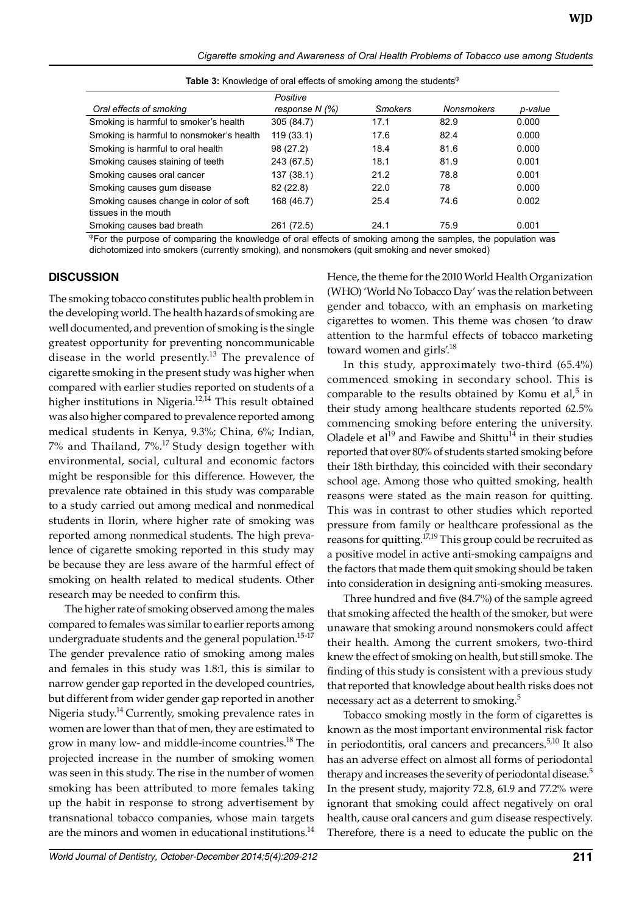**Table 3:** Knowledge of oral effects of smoking among the students[φ]

| Oral effects of smoking | Positive response N (%) | Smokers | Nonsmokers | p-value |
|---|---|---|---|---|
| Smoking is harmful to smoker's health | 305 (84.7) | 17.1 | 82.9 | 0.000 |
| Smoking is harmful to nonsmoker's health | 119 (33.1) | 17.6 | 82.4 | 0.000 |
| Smoking is harmful to oral health | 98 (27.2) | 18.4 | 81.6 | 0.000 |
| Smoking causes staining of teeth | 243 (67.5) | 18.1 | 81.9 | 0.001 |
| Smoking causes oral cancer | 137 (38.1) | 21.2 | 78.8 | 0.001 |
| Smoking causes gum disease | 82 (22.8) | 22.0 | 78 | 0.000 |
| Smoking causes change in color of soft tissues in the mouth | 168 (46.7) | 25.4 | 74.6 | 0.002 |
| Smoking causes bad breath | 261 (72.5) | 24.1 | 75.9 | 0.001 |

[φ]For the purpose of comparing the knowledge of oral effects of smoking among the samples, the population was dichotomized into smokers (currently smoking), and nonsmokers (quit smoking and never smoked)

## DISCUSSION

The smoking tobacco constitutes public health problem in the developing world. The health hazards of smoking are well documented, and prevention of smoking is the single greatest opportunity for preventing noncommunicable disease in the world presently.[13] The prevalence of cigarette smoking in the present study was higher when compared with earlier studies reported on students of a higher institutions in Nigeria.[12,14] This result obtained was also higher compared to prevalence reported among medical students in Kenya, 9.3%; China, 6%; Indian, 7% and Thailand, 7%.[17] Study design together with environmental, social, cultural and economic factors might be responsible for this difference. However, the prevalence rate obtained in this study was comparable to a study carried out among medical and nonmedical students in Ilorin, where higher rate of smoking was reported among nonmedical students. The high prevalence of cigarette smoking reported in this study may be because they are less aware of the harmful effect of smoking on health related to medical students. Other research may be needed to confirm this.

The higher rate of smoking observed among the males compared to females was similar to earlier reports among undergraduate students and the general population.[15-17] The gender prevalence ratio of smoking among males and females in this study was 1.8:1, this is similar to narrow gender gap reported in the developed countries, but different from wider gender gap reported in another Nigeria study.[14] Currently, smoking prevalence rates in women are lower than that of men, they are estimated to grow in many low- and middle-income countries.[18] The projected increase in the number of smoking women was seen in this study. The rise in the number of women smoking has been attributed to more females taking up the habit in response to strong advertisement by transnational tobacco companies, whose main targets are the minors and women in educational institutions.[14] Hence, the theme for the 2010 World Health Organization (WHO) 'World No Tobacco Day' was the relation between gender and tobacco, with an emphasis on marketing cigarettes to women. This theme was chosen 'to draw attention to the harmful effects of tobacco marketing toward women and girls'.[18]

In this study, approximately two-third (65.4%) commenced smoking in secondary school. This is comparable to the results obtained by Komu et al,[5] in their study among healthcare students reported 62.5% commencing smoking before entering the university. Oladele et al[19] and Fawibe and Shittu[14] in their studies reported that over 80% of students started smoking before their 18th birthday, this coincided with their secondary school age. Among those who quitted smoking, health reasons were stated as the main reason for quitting. This was in contrast to other studies which reported pressure from family or healthcare professional as the reasons for quitting.[17,19] This group could be recruited as a positive model in active anti-smoking campaigns and the factors that made them quit smoking should be taken into consideration in designing anti-smoking measures.

Three hundred and five (84.7%) of the sample agreed that smoking affected the health of the smoker, but were unaware that smoking around nonsmokers could affect their health. Among the current smokers, two-third knew the effect of smoking on health, but still smoke. The finding of this study is consistent with a previous study that reported that knowledge about health risks does not necessary act as a deterrent to smoking.[5]

Tobacco smoking mostly in the form of cigarettes is known as the most important environmental risk factor in periodontitis, oral cancers and precancers.[5,10] It also has an adverse effect on almost all forms of periodontal therapy and increases the severity of periodontal disease.[5] In the present study, majority 72.8, 61.9 and 77.2% were ignorant that smoking could affect negatively on oral health, cause oral cancers and gum disease respectively. Therefore, there is a need to educate the public on the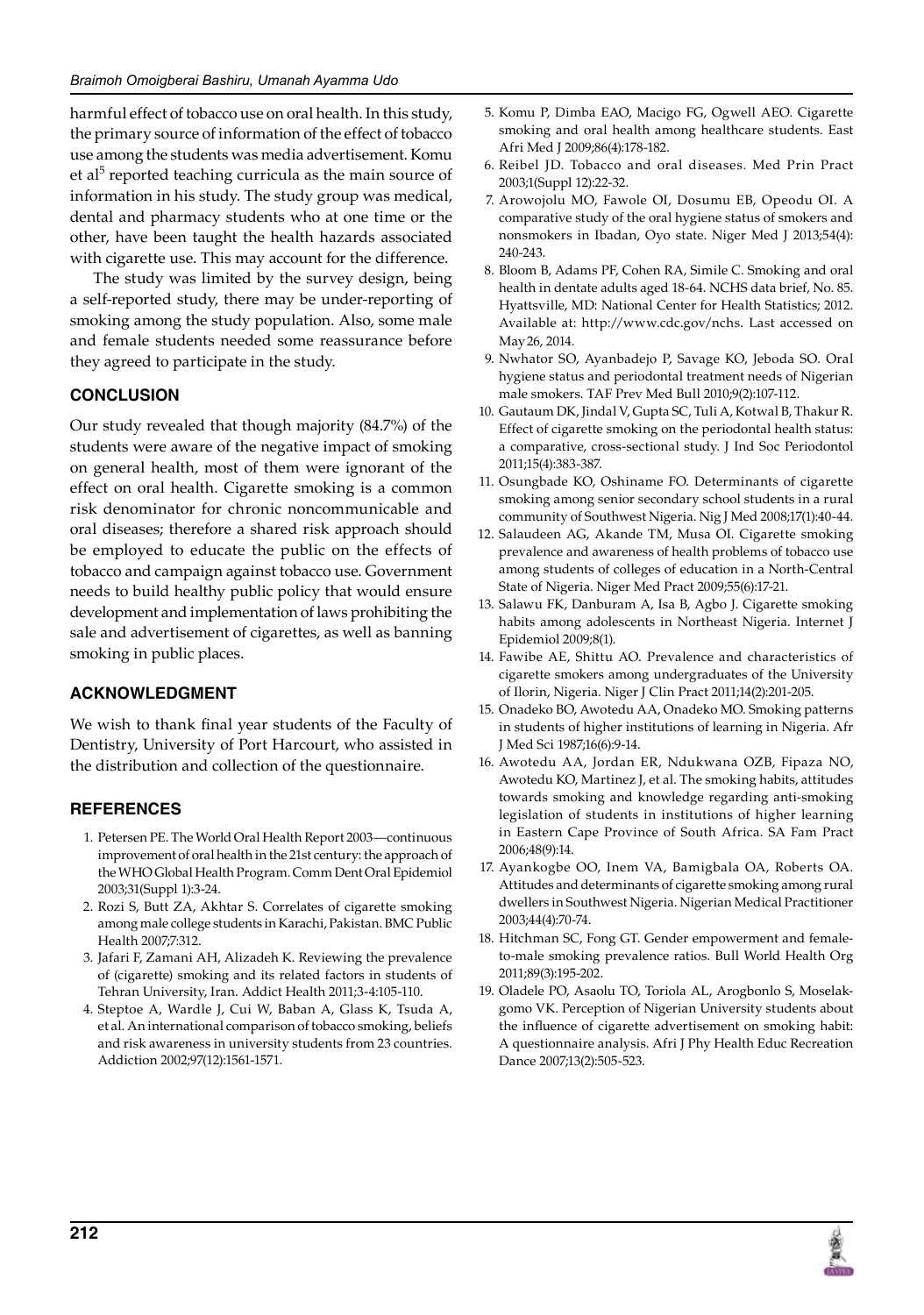harmful effect of tobacco use on oral health. In this study, the primary source of information of the effect of tobacco use among the students was media advertisement. Komu et al[5] reported teaching curricula as the main source of information in his study. The study group was medical, dental and pharmacy students who at one time or the other, have been taught the health hazards associated with cigarette use. This may account for the difference.

The study was limited by the survey design, being a self-reported study, there may be under-reporting of smoking among the study population. Also, some male and female students needed some reassurance before they agreed to participate in the study.

## CONCLUSION

Our study revealed that though majority (84.7%) of the students were aware of the negative impact of smoking on general health, most of them were ignorant of the effect on oral health. Cigarette smoking is a common risk denominator for chronic noncommunicable and oral diseases; therefore a shared risk approach should be employed to educate the public on the effects of tobacco and campaign against tobacco use. Government needs to build healthy public policy that would ensure development and implementation of laws prohibiting the sale and advertisement of cigarettes, as well as banning smoking in public places.

## ACKNOWLEDGMENT

We wish to thank final year students of the Faculty of Dentistry, University of Port Harcourt, who assisted in the distribution and collection of the questionnaire.

## REFERENCES

1. Petersen PE. The World Oral Health Report 2003—continuous improvement of oral health in the 21st century: the approach of the WHO Global Health Program. Comm Dent Oral Epidemiol 2003;31(Suppl 1):3-24.
2. Rozi S, Butt ZA, Akhtar S. Correlates of cigarette smoking among male college students in Karachi, Pakistan. BMC Public Health 2007;7:312.
3. Jafari F, Zamani AH, Alizadeh K. Reviewing the prevalence of (cigarette) smoking and its related factors in students of Tehran University, Iran. Addict Health 2011;3-4:105-110.
4. Steptoe A, Wardle J, Cui W, Baban A, Glass K, Tsuda A, et al. An international comparison of tobacco smoking, beliefs and risk awareness in university students from 23 countries. Addiction 2002;97(12):1561-1571.
5. Komu P, Dimba EAO, Macigo FG, Ogwell AEO. Cigarette smoking and oral health among healthcare students. East Afri Med J 2009;86(4):178-182.
6. Reibel JD. Tobacco and oral diseases. Med Prin Pract 2003;1(Suppl 12):22-32.
7. Arowojolu MO, Fawole OI, Dosumu EB, Opeodu OI. A comparative study of the oral hygiene status of smokers and nonsmokers in Ibadan, Oyo state. Niger Med J 2013;54(4):240-243.
8. Bloom B, Adams PF, Cohen RA, Simile C. Smoking and oral health in dentate adults aged 18-64. NCHS data brief, No. 85. Hyattsville, MD: National Center for Health Statistics; 2012. Available at: http://www.cdc.gov/nchs. Last accessed on May 26, 2014.
9. Nwhator SO, Ayanbadejo P, Savage KO, Jeboda SO. Oral hygiene status and periodontal treatment needs of Nigerian male smokers. TAF Prev Med Bull 2010;9(2):107-112.
10. Gautaum DK, Jindal V, Gupta SC, Tuli A, Kotwal B, Thakur R. Effect of cigarette smoking on the periodontal health status: a comparative, cross-sectional study. J Ind Soc Periodontol 2011;15(4):383-387.
11. Osungbade KO, Oshiname FO. Determinants of cigarette smoking among senior secondary school students in a rural community of Southwest Nigeria. Nig J Med 2008;17(1):40-44.
12. Salaudeen AG, Akande TM, Musa OI. Cigarette smoking prevalence and awareness of health problems of tobacco use among students of colleges of education in a North-Central State of Nigeria. Niger Med Pract 2009;55(6):17-21.
13. Salawu FK, Danburam A, Isa B, Agbo J. Cigarette smoking habits among adolescents in Northeast Nigeria. Internet J Epidemiol 2009;8(1).
14. Fawibe AE, Shittu AO. Prevalence and characteristics of cigarette smokers among undergraduates of the University of Ilorin, Nigeria. Niger J Clin Pract 2011;14(2):201-205.
15. Onadeko BO, Awotedu AA, Onadeko MO. Smoking patterns in students of higher institutions of learning in Nigeria. Afr J Med Sci 1987;16(6):9-14.
16. Awotedu AA, Jordan ER, Ndukwana OZB, Fipaza NO, Awotedu KO, Martinez J, et al. The smoking habits, attitudes towards smoking and knowledge regarding anti-smoking legislation of students in institutions of higher learning in Eastern Cape Province of South Africa. SA Fam Pract 2006;48(9):14.
17. Ayankogbe OO, Inem VA, Bamigbala OA, Roberts OA. Attitudes and determinants of cigarette smoking among rural dwellers in Southwest Nigeria. Nigerian Medical Practitioner 2003;44(4):70-74.
18. Hitchman SC, Fong GT. Gender empowerment and female-to-male smoking prevalence ratios. Bull World Health Org 2011;89(3):195-202.
19. Oladele PO, Asaolu TO, Toriola AL, Arogbonlo S, Moselakgomo VK. Perception of Nigerian University students about the influence of cigarette advertisement on smoking habit: A questionnaire analysis. Afri J Phy Health Educ Recreation Dance 2007;13(2):505-523.